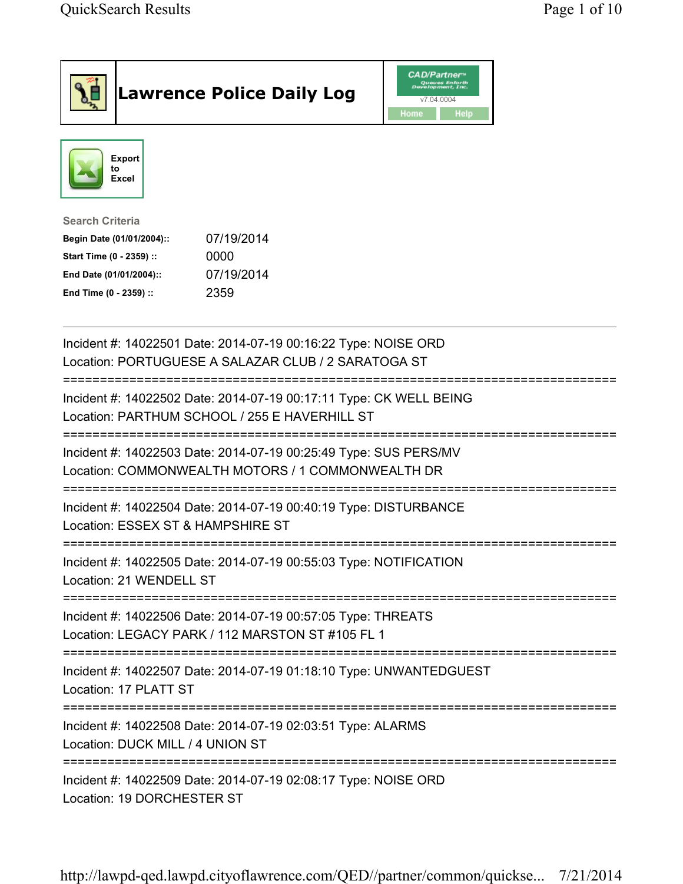# Lawrence Police Daily Log

CAD/Partner™ Queues Enforth Development, Inc.
v7.04.0004

Home Help

Export to Excel

**Search Criteria**

| | |
|---|---|
| **Begin Date (01/01/2004)::** | 07/19/2014 |
| **Start Time (0 - 2359) ::** | 0000 |
| **End Date (01/01/2004)::** | 07/19/2014 |
| **End Time (0 - 2359) ::** | 2359 |

---

Incident #: 14022501 Date: 2014-07-19 00:16:22 Type: NOISE ORD
Location: PORTUGUESE A SALAZAR CLUB / 2 SARATOGA ST

===========================================================================

Incident #: 14022502 Date: 2014-07-19 00:17:11 Type: CK WELL BEING
Location: PARTHUM SCHOOL / 255 E HAVERHILL ST

===========================================================================

Incident #: 14022503 Date: 2014-07-19 00:25:49 Type: SUS PERS/MV
Location: COMMONWEALTH MOTORS / 1 COMMONWEALTH DR

===========================================================================

Incident #: 14022504 Date: 2014-07-19 00:40:19 Type: DISTURBANCE
Location: ESSEX ST & HAMPSHIRE ST

===========================================================================

Incident #: 14022505 Date: 2014-07-19 00:55:03 Type: NOTIFICATION
Location: 21 WENDELL ST

===========================================================================

Incident #: 14022506 Date: 2014-07-19 00:57:05 Type: THREATS
Location: LEGACY PARK / 112 MARSTON ST #105 FL 1

===========================================================================

Incident #: 14022507 Date: 2014-07-19 01:18:10 Type: UNWANTEDGUEST
Location: 17 PLATT ST

===========================================================================

Incident #: 14022508 Date: 2014-07-19 02:03:51 Type: ALARMS
Location: DUCK MILL / 4 UNION ST

===========================================================================

Incident #: 14022509 Date: 2014-07-19 02:08:17 Type: NOISE ORD
Location: 19 DORCHESTER ST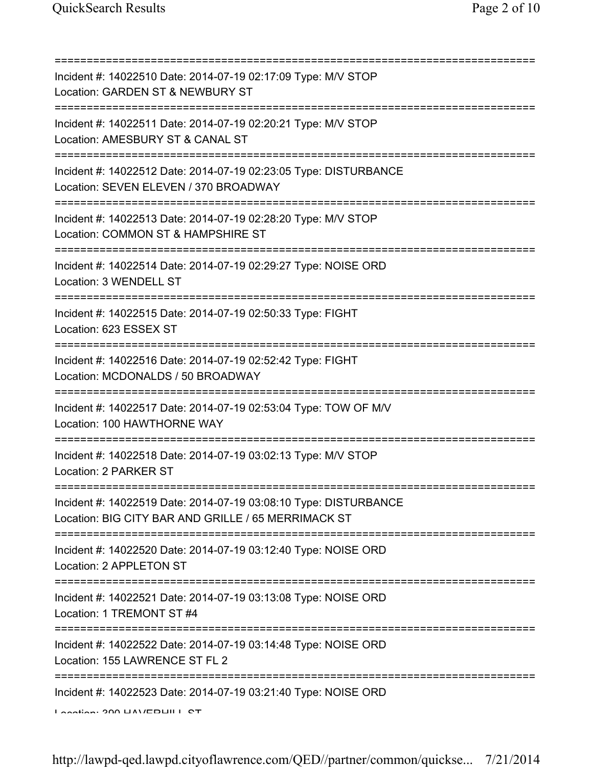===========================================================================

Incident #: 14022510 Date: 2014-07-19 02:17:09 Type: M/V STOP

Location: GARDEN ST & NEWBURY ST

===========================================================================

Incident #: 14022511 Date: 2014-07-19 02:20:21 Type: M/V STOP

Location: AMESBURY ST & CANAL ST

===========================================================================

Incident #: 14022512 Date: 2014-07-19 02:23:05 Type: DISTURBANCE

Location: SEVEN ELEVEN / 370 BROADWAY

===========================================================================

Incident #: 14022513 Date: 2014-07-19 02:28:20 Type: M/V STOP

Location: COMMON ST & HAMPSHIRE ST

===========================================================================

Incident #: 14022514 Date: 2014-07-19 02:29:27 Type: NOISE ORD

Location: 3 WENDELL ST

===========================================================================

Incident #: 14022515 Date: 2014-07-19 02:50:33 Type: FIGHT

Location: 623 ESSEX ST

===========================================================================

Incident #: 14022516 Date: 2014-07-19 02:52:42 Type: FIGHT

Location: MCDONALDS / 50 BROADWAY

===========================================================================

Incident #: 14022517 Date: 2014-07-19 02:53:04 Type: TOW OF M/V

Location: 100 HAWTHORNE WAY

===========================================================================

Incident #: 14022518 Date: 2014-07-19 03:02:13 Type: M/V STOP

Location: 2 PARKER ST

===========================================================================

Incident #: 14022519 Date: 2014-07-19 03:08:10 Type: DISTURBANCE

Location: BIG CITY BAR AND GRILLE / 65 MERRIMACK ST

===========================================================================

Incident #: 14022520 Date: 2014-07-19 03:12:40 Type: NOISE ORD

Location: 2 APPLETON ST

===========================================================================

Incident #: 14022521 Date: 2014-07-19 03:13:08 Type: NOISE ORD

Location: 1 TREMONT ST #4

===========================================================================

Incident #: 14022522 Date: 2014-07-19 03:14:48 Type: NOISE ORD

Location: 155 LAWRENCE ST FL 2

===========================================================================

Incident #: 14022523 Date: 2014-07-19 03:21:40 Type: NOISE ORD

Location: 390 HAVERHILL ST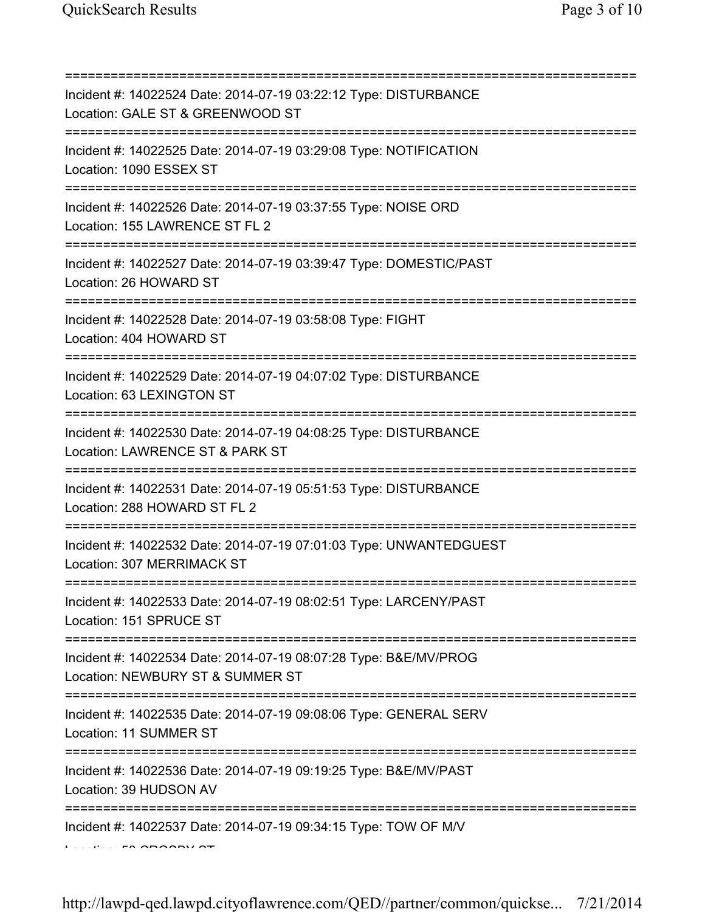===========================================================================

Incident #: 14022524 Date: 2014-07-19 03:22:12 Type: DISTURBANCE

Location: GALE ST & GREENWOOD ST

===========================================================================

Incident #: 14022525 Date: 2014-07-19 03:29:08 Type: NOTIFICATION

Location: 1090 ESSEX ST

===========================================================================

Incident #: 14022526 Date: 2014-07-19 03:37:55 Type: NOISE ORD

Location: 155 LAWRENCE ST FL 2

===========================================================================

Incident #: 14022527 Date: 2014-07-19 03:39:47 Type: DOMESTIC/PAST

Location: 26 HOWARD ST

===========================================================================

Incident #: 14022528 Date: 2014-07-19 03:58:08 Type: FIGHT

Location: 404 HOWARD ST

===========================================================================

Incident #: 14022529 Date: 2014-07-19 04:07:02 Type: DISTURBANCE

Location: 63 LEXINGTON ST

===========================================================================

Incident #: 14022530 Date: 2014-07-19 04:08:25 Type: DISTURBANCE

Location: LAWRENCE ST & PARK ST

===========================================================================

Incident #: 14022531 Date: 2014-07-19 05:51:53 Type: DISTURBANCE

Location: 288 HOWARD ST FL 2

===========================================================================

Incident #: 14022532 Date: 2014-07-19 07:01:03 Type: UNWANTEDGUEST

Location: 307 MERRIMACK ST

===========================================================================

Incident #: 14022533 Date: 2014-07-19 08:02:51 Type: LARCENY/PAST

Location: 151 SPRUCE ST

===========================================================================

Incident #: 14022534 Date: 2014-07-19 08:07:28 Type: B&E/MV/PROG

Location: NEWBURY ST & SUMMER ST

===========================================================================

Incident #: 14022535 Date: 2014-07-19 09:08:06 Type: GENERAL SERV

Location: 11 SUMMER ST

===========================================================================

Incident #: 14022536 Date: 2014-07-19 09:19:25 Type: B&E/MV/PAST

Location: 39 HUDSON AV

===========================================================================

Incident #: 14022537 Date: 2014-07-19 09:34:15 Type: TOW OF M/V

Location: 58 CROSBY ST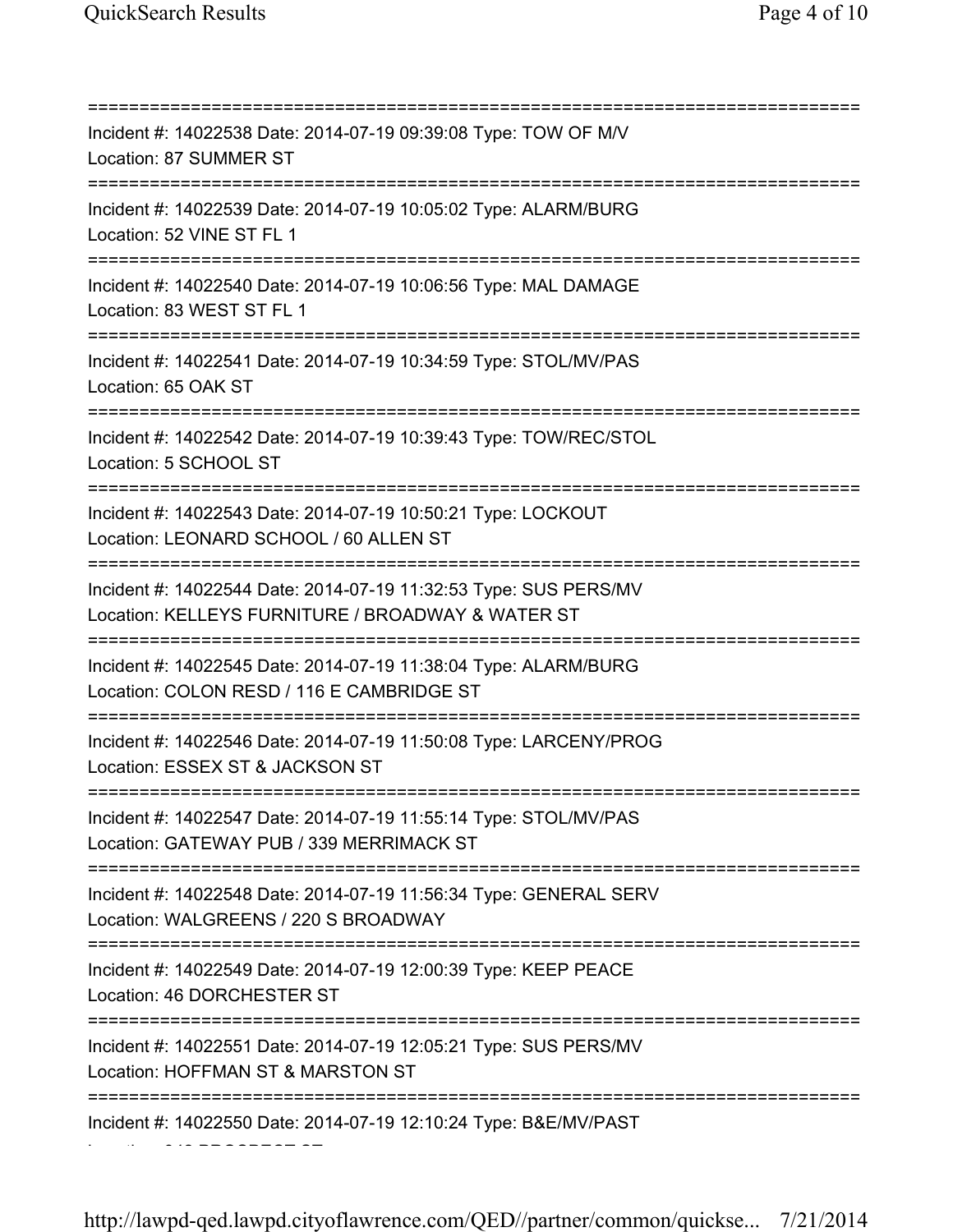===========================================================================
Incident #: 14022538 Date: 2014-07-19 09:39:08 Type: TOW OF M/V
Location: 87 SUMMER ST
===========================================================================
Incident #: 14022539 Date: 2014-07-19 10:05:02 Type: ALARM/BURG
Location: 52 VINE ST FL 1
===========================================================================
Incident #: 14022540 Date: 2014-07-19 10:06:56 Type: MAL DAMAGE
Location: 83 WEST ST FL 1
===========================================================================
Incident #: 14022541 Date: 2014-07-19 10:34:59 Type: STOL/MV/PAS
Location: 65 OAK ST
===========================================================================
Incident #: 14022542 Date: 2014-07-19 10:39:43 Type: TOW/REC/STOL
Location: 5 SCHOOL ST
===========================================================================
Incident #: 14022543 Date: 2014-07-19 10:50:21 Type: LOCKOUT
Location: LEONARD SCHOOL / 60 ALLEN ST
===========================================================================
Incident #: 14022544 Date: 2014-07-19 11:32:53 Type: SUS PERS/MV
Location: KELLEYS FURNITURE / BROADWAY & WATER ST
===========================================================================
Incident #: 14022545 Date: 2014-07-19 11:38:04 Type: ALARM/BURG
Location: COLON RESD / 116 E CAMBRIDGE ST
===========================================================================
Incident #: 14022546 Date: 2014-07-19 11:50:08 Type: LARCENY/PROG
Location: ESSEX ST & JACKSON ST
===========================================================================
Incident #: 14022547 Date: 2014-07-19 11:55:14 Type: STOL/MV/PAS
Location: GATEWAY PUB / 339 MERRIMACK ST
===========================================================================
Incident #: 14022548 Date: 2014-07-19 11:56:34 Type: GENERAL SERV
Location: WALGREENS / 220 S BROADWAY
===========================================================================
Incident #: 14022549 Date: 2014-07-19 12:00:39 Type: KEEP PEACE
Location: 46 DORCHESTER ST
===========================================================================
Incident #: 14022551 Date: 2014-07-19 12:05:21 Type: SUS PERS/MV
Location: HOFFMAN ST & MARSTON ST
===========================================================================
Incident #: 14022550 Date: 2014-07-19 12:10:24 Type: B&E/MV/PAST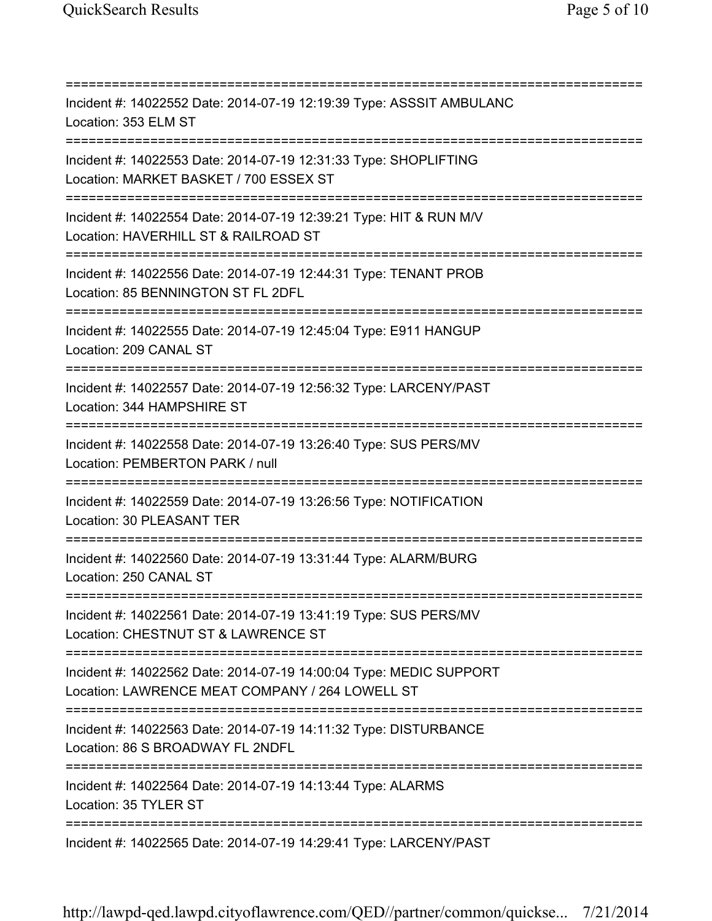===========================================================================
Incident #: 14022552 Date: 2014-07-19 12:19:39 Type: ASSSIT AMBULANC
Location: 353 ELM ST
===========================================================================
Incident #: 14022553 Date: 2014-07-19 12:31:33 Type: SHOPLIFTING
Location: MARKET BASKET / 700 ESSEX ST
===========================================================================
Incident #: 14022554 Date: 2014-07-19 12:39:21 Type: HIT & RUN M/V
Location: HAVERHILL ST & RAILROAD ST
===========================================================================
Incident #: 14022556 Date: 2014-07-19 12:44:31 Type: TENANT PROB
Location: 85 BENNINGTON ST FL 2DFL
===========================================================================
Incident #: 14022555 Date: 2014-07-19 12:45:04 Type: E911 HANGUP
Location: 209 CANAL ST
===========================================================================
Incident #: 14022557 Date: 2014-07-19 12:56:32 Type: LARCENY/PAST
Location: 344 HAMPSHIRE ST
===========================================================================
Incident #: 14022558 Date: 2014-07-19 13:26:40 Type: SUS PERS/MV
Location: PEMBERTON PARK / null
===========================================================================
Incident #: 14022559 Date: 2014-07-19 13:26:56 Type: NOTIFICATION
Location: 30 PLEASANT TER
===========================================================================
Incident #: 14022560 Date: 2014-07-19 13:31:44 Type: ALARM/BURG
Location: 250 CANAL ST
===========================================================================
Incident #: 14022561 Date: 2014-07-19 13:41:19 Type: SUS PERS/MV
Location: CHESTNUT ST & LAWRENCE ST
===========================================================================
Incident #: 14022562 Date: 2014-07-19 14:00:04 Type: MEDIC SUPPORT
Location: LAWRENCE MEAT COMPANY / 264 LOWELL ST
===========================================================================
Incident #: 14022563 Date: 2014-07-19 14:11:32 Type: DISTURBANCE
Location: 86 S BROADWAY FL 2NDFL
===========================================================================
Incident #: 14022564 Date: 2014-07-19 14:13:44 Type: ALARMS
Location: 35 TYLER ST
===========================================================================
Incident #: 14022565 Date: 2014-07-19 14:29:41 Type: LARCENY/PAST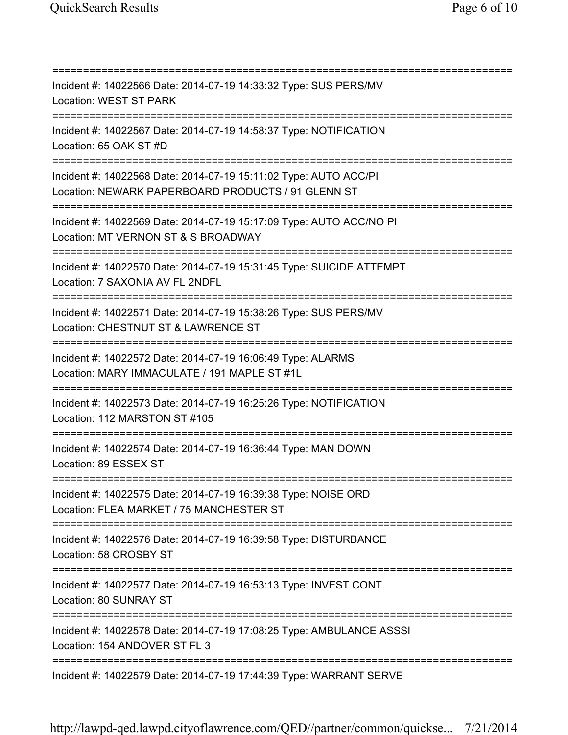===========================================================================

Incident #: 14022566 Date: 2014-07-19 14:33:32 Type: SUS PERS/MV
Location: WEST ST PARK

===========================================================================

Incident #: 14022567 Date: 2014-07-19 14:58:37 Type: NOTIFICATION
Location: 65 OAK ST #D

===========================================================================

Incident #: 14022568 Date: 2014-07-19 15:11:02 Type: AUTO ACC/PI
Location: NEWARK PAPERBOARD PRODUCTS / 91 GLENN ST

===========================================================================

Incident #: 14022569 Date: 2014-07-19 15:17:09 Type: AUTO ACC/NO PI
Location: MT VERNON ST & S BROADWAY

===========================================================================

Incident #: 14022570 Date: 2014-07-19 15:31:45 Type: SUICIDE ATTEMPT
Location: 7 SAXONIA AV FL 2NDFL

===========================================================================

Incident #: 14022571 Date: 2014-07-19 15:38:26 Type: SUS PERS/MV
Location: CHESTNUT ST & LAWRENCE ST

===========================================================================

Incident #: 14022572 Date: 2014-07-19 16:06:49 Type: ALARMS
Location: MARY IMMACULATE / 191 MAPLE ST #1L

===========================================================================

Incident #: 14022573 Date: 2014-07-19 16:25:26 Type: NOTIFICATION
Location: 112 MARSTON ST #105

===========================================================================

Incident #: 14022574 Date: 2014-07-19 16:36:44 Type: MAN DOWN
Location: 89 ESSEX ST

===========================================================================

Incident #: 14022575 Date: 2014-07-19 16:39:38 Type: NOISE ORD
Location: FLEA MARKET / 75 MANCHESTER ST

===========================================================================

Incident #: 14022576 Date: 2014-07-19 16:39:58 Type: DISTURBANCE
Location: 58 CROSBY ST

===========================================================================

Incident #: 14022577 Date: 2014-07-19 16:53:13 Type: INVEST CONT
Location: 80 SUNRAY ST

===========================================================================

Incident #: 14022578 Date: 2014-07-19 17:08:25 Type: AMBULANCE ASSSI
Location: 154 ANDOVER ST FL 3

===========================================================================

Incident #: 14022579 Date: 2014-07-19 17:44:39 Type: WARRANT SERVE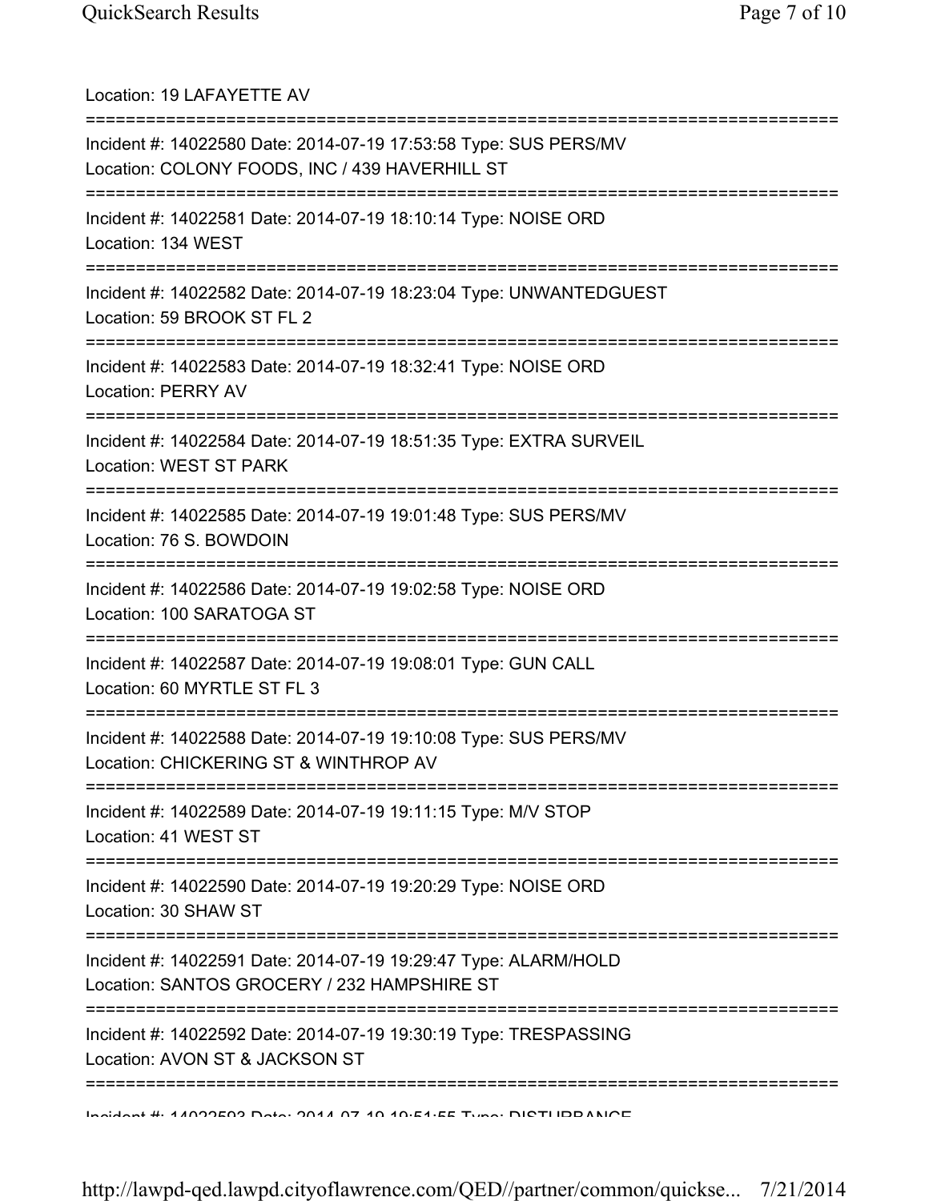Location: 19 LAFAYETTE AV

===========================================================================

Incident #: 14022580 Date: 2014-07-19 17:53:58 Type: SUS PERS/MV
Location: COLONY FOODS, INC / 439 HAVERHILL ST

===========================================================================

Incident #: 14022581 Date: 2014-07-19 18:10:14 Type: NOISE ORD
Location: 134 WEST

===========================================================================

Incident #: 14022582 Date: 2014-07-19 18:23:04 Type: UNWANTEDGUEST
Location: 59 BROOK ST FL 2

===========================================================================

Incident #: 14022583 Date: 2014-07-19 18:32:41 Type: NOISE ORD
Location: PERRY AV

===========================================================================

Incident #: 14022584 Date: 2014-07-19 18:51:35 Type: EXTRA SURVEIL
Location: WEST ST PARK

===========================================================================

Incident #: 14022585 Date: 2014-07-19 19:01:48 Type: SUS PERS/MV
Location: 76 S. BOWDOIN

===========================================================================

Incident #: 14022586 Date: 2014-07-19 19:02:58 Type: NOISE ORD
Location: 100 SARATOGA ST

===========================================================================

Incident #: 14022587 Date: 2014-07-19 19:08:01 Type: GUN CALL
Location: 60 MYRTLE ST FL 3

===========================================================================

Incident #: 14022588 Date: 2014-07-19 19:10:08 Type: SUS PERS/MV
Location: CHICKERING ST & WINTHROP AV

===========================================================================

Incident #: 14022589 Date: 2014-07-19 19:11:15 Type: M/V STOP
Location: 41 WEST ST

===========================================================================

Incident #: 14022590 Date: 2014-07-19 19:20:29 Type: NOISE ORD
Location: 30 SHAW ST

===========================================================================

Incident #: 14022591 Date: 2014-07-19 19:29:47 Type: ALARM/HOLD
Location: SANTOS GROCERY / 232 HAMPSHIRE ST

===========================================================================

Incident #: 14022592 Date: 2014-07-19 19:30:19 Type: TRESPASSING
Location: AVON ST & JACKSON ST

===========================================================================

Incident #: 14022593 Date: 2014-07-19 19:51:55 Type: DISTURBANCE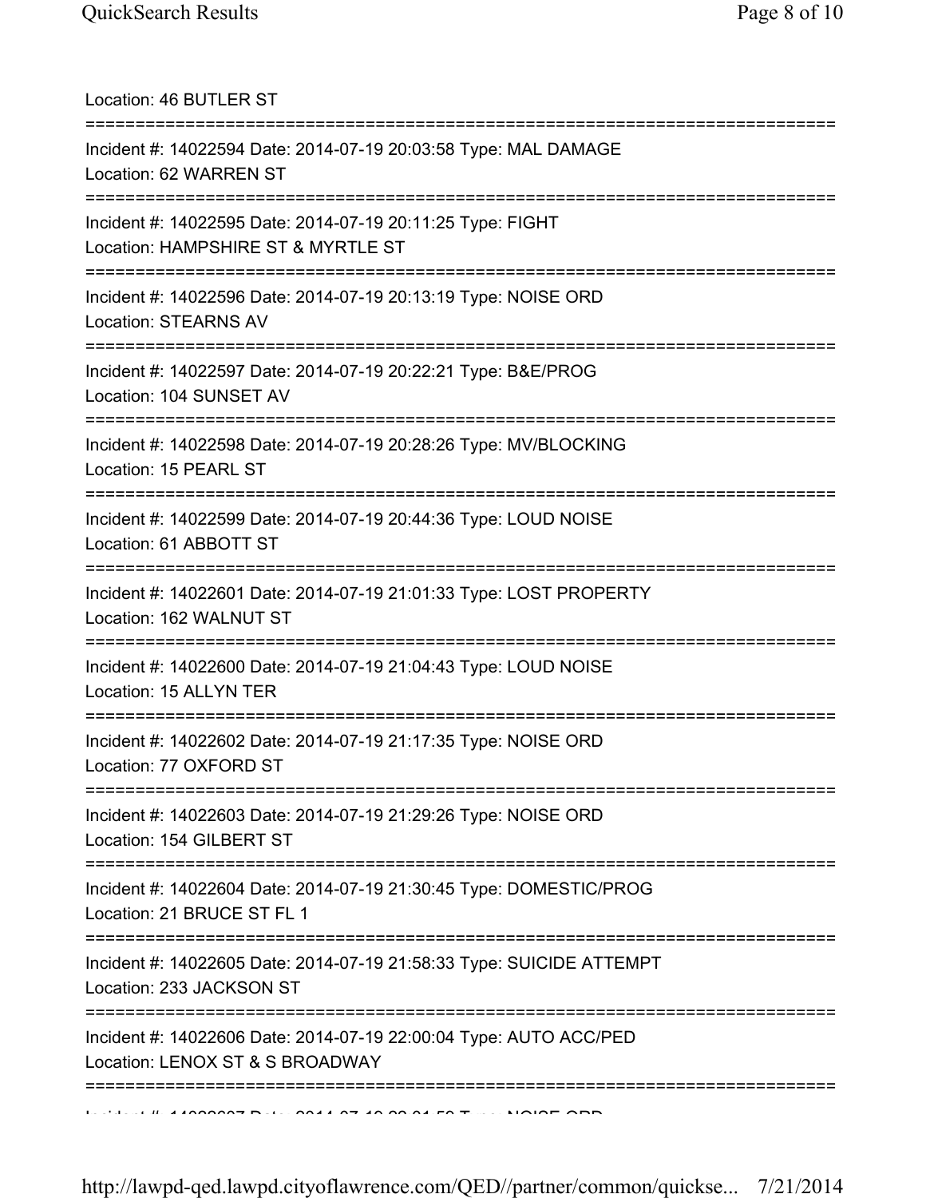Location: 46 BUTLER ST

===========================================================================

Incident #: 14022594 Date: 2014-07-19 20:03:58 Type: MAL DAMAGE
Location: 62 WARREN ST

===========================================================================

Incident #: 14022595 Date: 2014-07-19 20:11:25 Type: FIGHT
Location: HAMPSHIRE ST & MYRTLE ST

===========================================================================

Incident #: 14022596 Date: 2014-07-19 20:13:19 Type: NOISE ORD
Location: STEARNS AV

===========================================================================

Incident #: 14022597 Date: 2014-07-19 20:22:21 Type: B&E/PROG
Location: 104 SUNSET AV

===========================================================================

Incident #: 14022598 Date: 2014-07-19 20:28:26 Type: MV/BLOCKING
Location: 15 PEARL ST

===========================================================================

Incident #: 14022599 Date: 2014-07-19 20:44:36 Type: LOUD NOISE
Location: 61 ABBOTT ST

===========================================================================

Incident #: 14022601 Date: 2014-07-19 21:01:33 Type: LOST PROPERTY
Location: 162 WALNUT ST

===========================================================================

Incident #: 14022600 Date: 2014-07-19 21:04:43 Type: LOUD NOISE
Location: 15 ALLYN TER

===========================================================================

Incident #: 14022602 Date: 2014-07-19 21:17:35 Type: NOISE ORD
Location: 77 OXFORD ST

===========================================================================

Incident #: 14022603 Date: 2014-07-19 21:29:26 Type: NOISE ORD
Location: 154 GILBERT ST

===========================================================================

Incident #: 14022604 Date: 2014-07-19 21:30:45 Type: DOMESTIC/PROG
Location: 21 BRUCE ST FL 1

===========================================================================

Incident #: 14022605 Date: 2014-07-19 21:58:33 Type: SUICIDE ATTEMPT
Location: 233 JACKSON ST

===========================================================================

Incident #: 14022606 Date: 2014-07-19 22:00:04 Type: AUTO ACC/PED
Location: LENOX ST & S BROADWAY

===========================================================================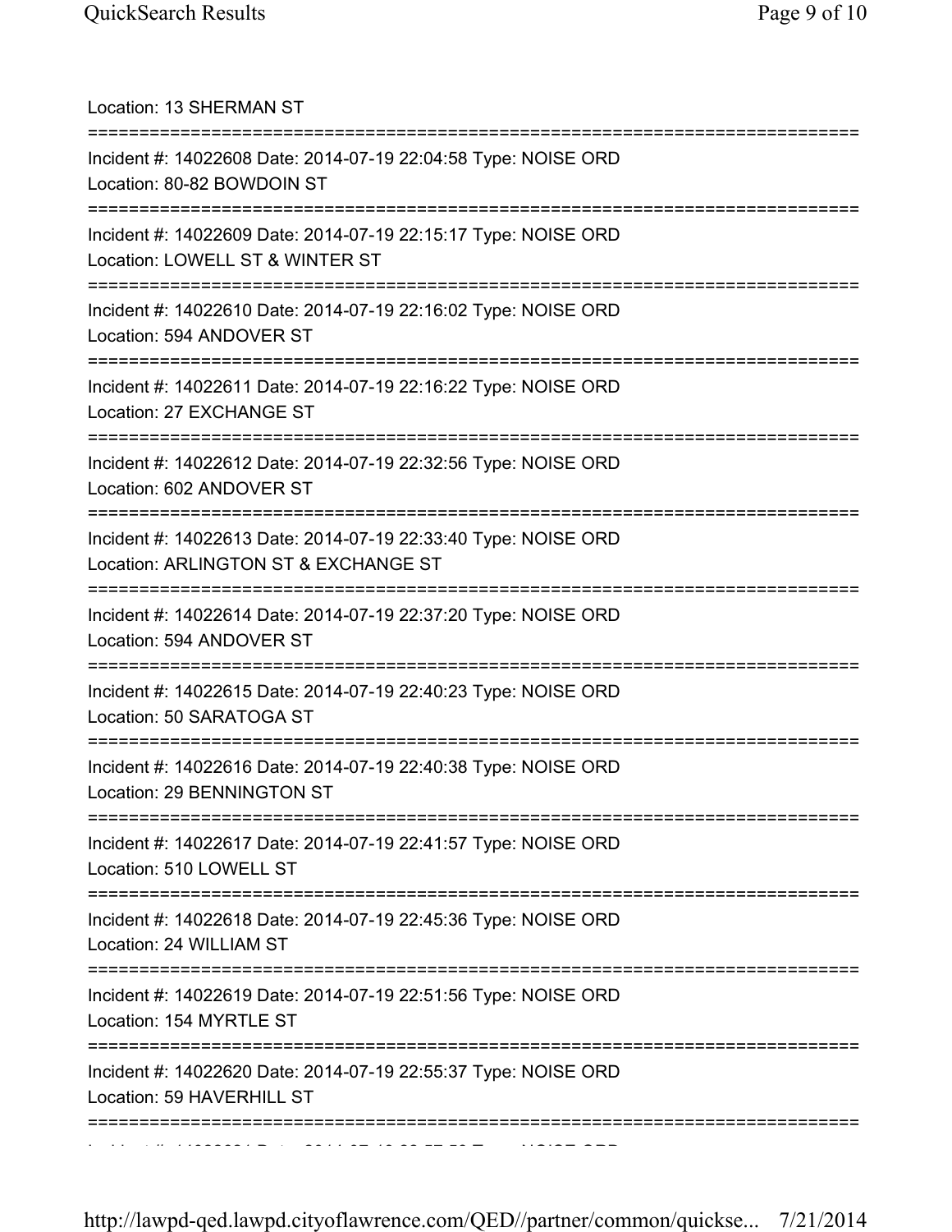Location: 13 SHERMAN ST

===========================================================================

Incident #: 14022608 Date: 2014-07-19 22:04:58 Type: NOISE ORD
Location: 80-82 BOWDOIN ST

===========================================================================

Incident #: 14022609 Date: 2014-07-19 22:15:17 Type: NOISE ORD
Location: LOWELL ST & WINTER ST

===========================================================================

Incident #: 14022610 Date: 2014-07-19 22:16:02 Type: NOISE ORD
Location: 594 ANDOVER ST

===========================================================================

Incident #: 14022611 Date: 2014-07-19 22:16:22 Type: NOISE ORD
Location: 27 EXCHANGE ST

===========================================================================

Incident #: 14022612 Date: 2014-07-19 22:32:56 Type: NOISE ORD
Location: 602 ANDOVER ST

===========================================================================

Incident #: 14022613 Date: 2014-07-19 22:33:40 Type: NOISE ORD
Location: ARLINGTON ST & EXCHANGE ST

===========================================================================

Incident #: 14022614 Date: 2014-07-19 22:37:20 Type: NOISE ORD
Location: 594 ANDOVER ST

===========================================================================

Incident #: 14022615 Date: 2014-07-19 22:40:23 Type: NOISE ORD
Location: 50 SARATOGA ST

===========================================================================

Incident #: 14022616 Date: 2014-07-19 22:40:38 Type: NOISE ORD
Location: 29 BENNINGTON ST

===========================================================================

Incident #: 14022617 Date: 2014-07-19 22:41:57 Type: NOISE ORD
Location: 510 LOWELL ST

===========================================================================

Incident #: 14022618 Date: 2014-07-19 22:45:36 Type: NOISE ORD
Location: 24 WILLIAM ST

===========================================================================

Incident #: 14022619 Date: 2014-07-19 22:51:56 Type: NOISE ORD
Location: 154 MYRTLE ST

===========================================================================

Incident #: 14022620 Date: 2014-07-19 22:55:37 Type: NOISE ORD
Location: 59 HAVERHILL ST

===========================================================================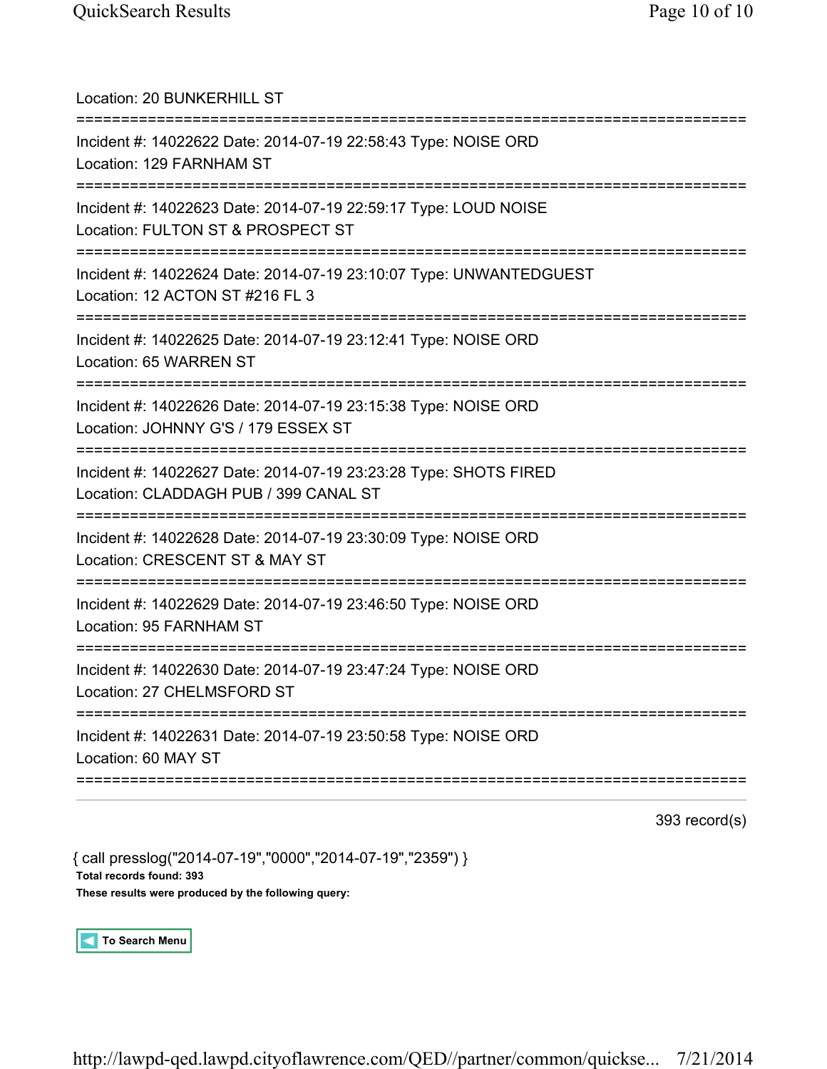Location: 20 BUNKERHILL ST

===========================================================================

Incident #: 14022622 Date: 2014-07-19 22:58:43 Type: NOISE ORD
Location: 129 FARNHAM ST

===========================================================================

Incident #: 14022623 Date: 2014-07-19 22:59:17 Type: LOUD NOISE
Location: FULTON ST & PROSPECT ST

===========================================================================

Incident #: 14022624 Date: 2014-07-19 23:10:07 Type: UNWANTEDGUEST
Location: 12 ACTON ST #216 FL 3

===========================================================================

Incident #: 14022625 Date: 2014-07-19 23:12:41 Type: NOISE ORD
Location: 65 WARREN ST

===========================================================================

Incident #: 14022626 Date: 2014-07-19 23:15:38 Type: NOISE ORD
Location: JOHNNY G'S / 179 ESSEX ST

===========================================================================

Incident #: 14022627 Date: 2014-07-19 23:23:28 Type: SHOTS FIRED
Location: CLADDAGH PUB / 399 CANAL ST

===========================================================================

Incident #: 14022628 Date: 2014-07-19 23:30:09 Type: NOISE ORD
Location: CRESCENT ST & MAY ST

===========================================================================

Incident #: 14022629 Date: 2014-07-19 23:46:50 Type: NOISE ORD
Location: 95 FARNHAM ST

===========================================================================

Incident #: 14022630 Date: 2014-07-19 23:47:24 Type: NOISE ORD
Location: 27 CHELMSFORD ST

===========================================================================

Incident #: 14022631 Date: 2014-07-19 23:50:58 Type: NOISE ORD
Location: 60 MAY ST

===========================================================================

393 record(s)

{ call presslog("2014-07-19","0000","2014-07-19","2359") }

**Total records found: 393**

**These results were produced by the following query:**

To Search Menu